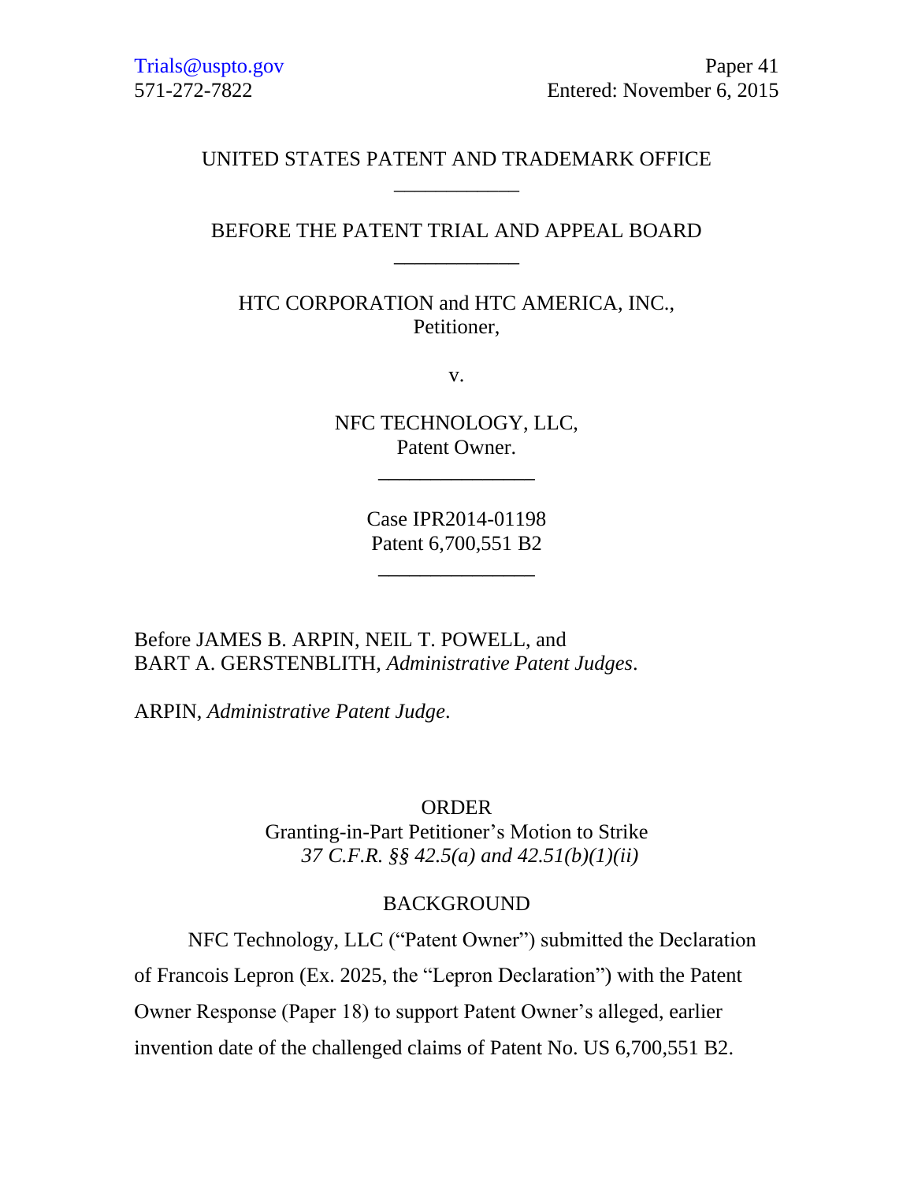Trials@uspto.gov
571-272-7822

Paper 41
Entered: November 6, 2015

UNITED STATES PATENT AND TRADEMARK OFFICE

____________

BEFORE THE PATENT TRIAL AND APPEAL BOARD

____________

HTC CORPORATION and HTC AMERICA, INC.,
Petitioner,

v.

NFC TECHNOLOGY, LLC,
Patent Owner.

____________

Case IPR2014-01198
Patent 6,700,551 B2

____________

Before JAMES B. ARPIN, NEIL T. POWELL, and
BART A. GERSTENBLITH, *Administrative Patent Judges*.

ARPIN, *Administrative Patent Judge*.

ORDER
Granting-in-Part Petitioner's Motion to Strike
*37 C.F.R. §§ 42.5(a) and 42.51(b)(1)(ii)*

BACKGROUND

NFC Technology, LLC ("Patent Owner") submitted the Declaration of Francois Lepron (Ex. 2025, the "Lepron Declaration") with the Patent Owner Response (Paper 18) to support Patent Owner's alleged, earlier invention date of the challenged claims of Patent No. US 6,700,551 B2.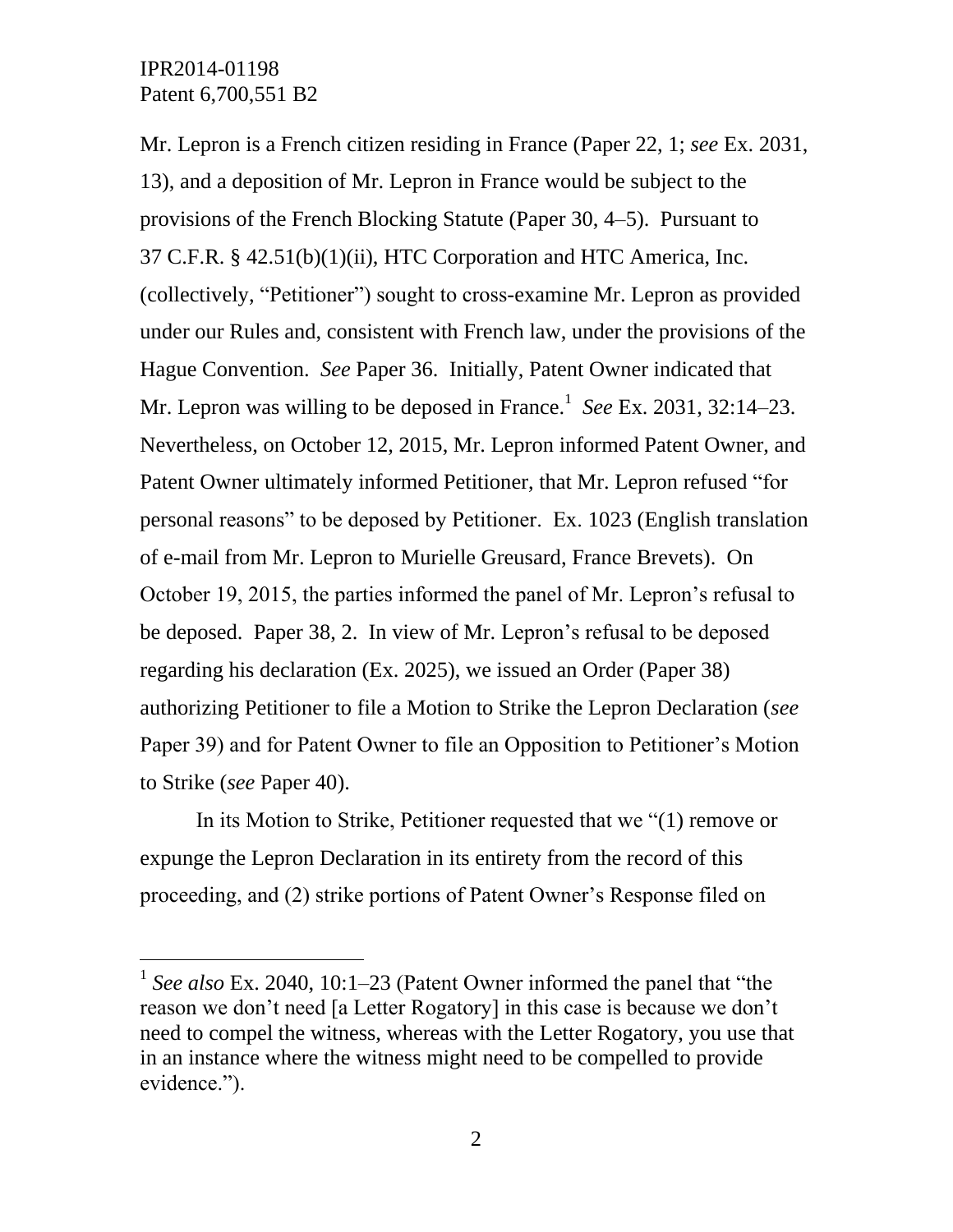Mr. Lepron is a French citizen residing in France (Paper 22, 1; *see* Ex. 2031, 13), and a deposition of Mr. Lepron in France would be subject to the provisions of the French Blocking Statute (Paper 30, 4–5). Pursuant to 37 C.F.R. § 42.51(b)(1)(ii), HTC Corporation and HTC America, Inc. (collectively, "Petitioner") sought to cross-examine Mr. Lepron as provided under our Rules and, consistent with French law, under the provisions of the Hague Convention. *See* Paper 36. Initially, Patent Owner indicated that Mr. Lepron was willing to be deposed in France.[1] *See* Ex. 2031, 32:14–23. Nevertheless, on October 12, 2015, Mr. Lepron informed Patent Owner, and Patent Owner ultimately informed Petitioner, that Mr. Lepron refused "for personal reasons" to be deposed by Petitioner. Ex. 1023 (English translation of e-mail from Mr. Lepron to Murielle Greusard, France Brevets). On October 19, 2015, the parties informed the panel of Mr. Lepron's refusal to be deposed. Paper 38, 2. In view of Mr. Lepron's refusal to be deposed regarding his declaration (Ex. 2025), we issued an Order (Paper 38) authorizing Petitioner to file a Motion to Strike the Lepron Declaration (*see* Paper 39) and for Patent Owner to file an Opposition to Petitioner's Motion to Strike (*see* Paper 40).

In its Motion to Strike, Petitioner requested that we "(1) remove or expunge the Lepron Declaration in its entirety from the record of this proceeding, and (2) strike portions of Patent Owner's Response filed on

---

[1] *See also* Ex. 2040, 10:1–23 (Patent Owner informed the panel that "the reason we don't need [a Letter Rogatory] in this case is because we don't need to compel the witness, whereas with the Letter Rogatory, you use that in an instance where the witness might need to be compelled to provide evidence.").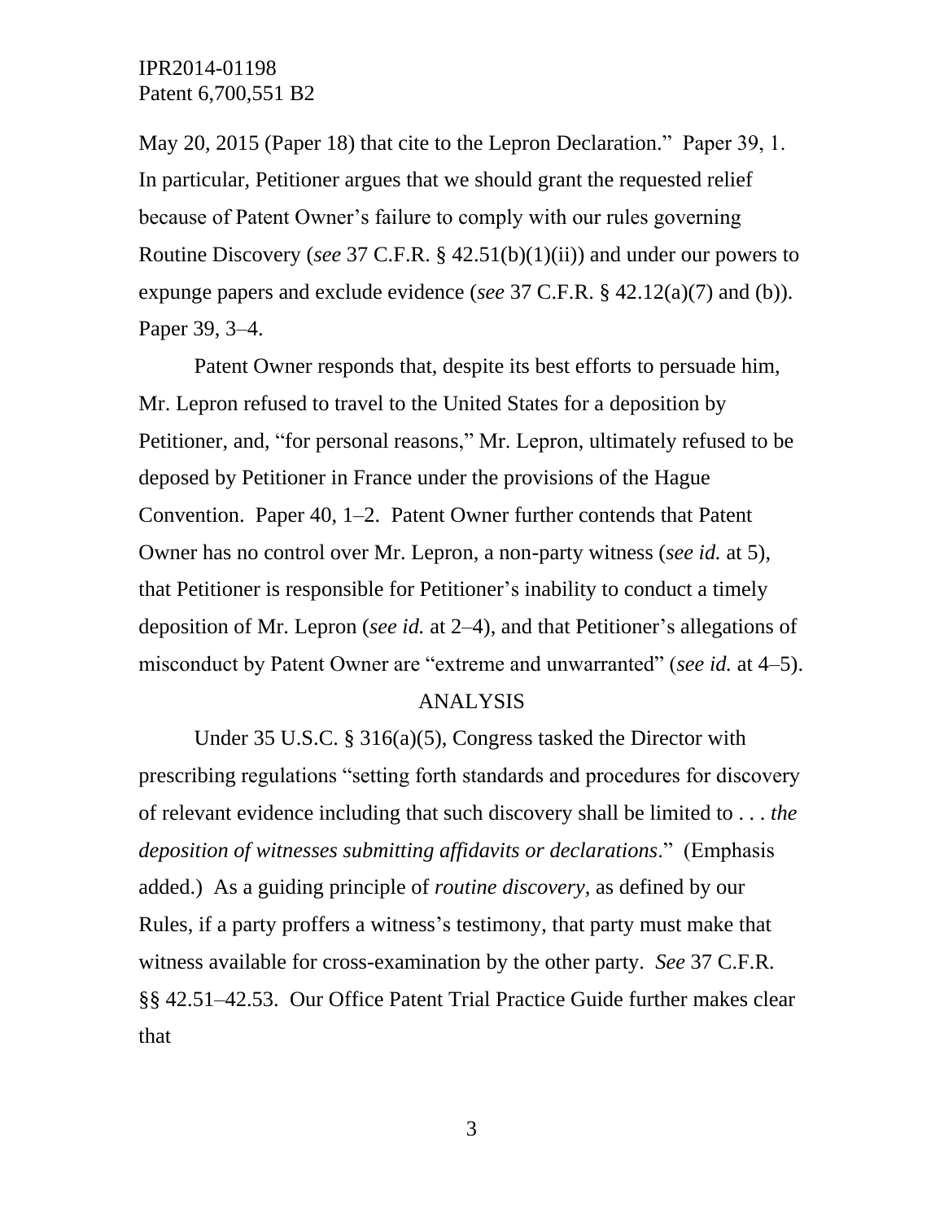May 20, 2015 (Paper 18) that cite to the Lepron Declaration." Paper 39, 1. In particular, Petitioner argues that we should grant the requested relief because of Patent Owner's failure to comply with our rules governing Routine Discovery (*see* 37 C.F.R. § 42.51(b)(1)(ii)) and under our powers to expunge papers and exclude evidence (*see* 37 C.F.R. § 42.12(a)(7) and (b)). Paper 39, 3–4.

Patent Owner responds that, despite its best efforts to persuade him, Mr. Lepron refused to travel to the United States for a deposition by Petitioner, and, "for personal reasons," Mr. Lepron, ultimately refused to be deposed by Petitioner in France under the provisions of the Hague Convention. Paper 40, 1–2. Patent Owner further contends that Patent Owner has no control over Mr. Lepron, a non-party witness (*see id.* at 5), that Petitioner is responsible for Petitioner's inability to conduct a timely deposition of Mr. Lepron (*see id.* at 2–4), and that Petitioner's allegations of misconduct by Patent Owner are "extreme and unwarranted" (*see id.* at 4–5).

## ANALYSIS

Under 35 U.S.C. § 316(a)(5), Congress tasked the Director with prescribing regulations "setting forth standards and procedures for discovery of relevant evidence including that such discovery shall be limited to . . . *the deposition of witnesses submitting affidavits or declarations*." (Emphasis added.) As a guiding principle of *routine discovery*, as defined by our Rules, if a party proffers a witness's testimony, that party must make that witness available for cross-examination by the other party. *See* 37 C.F.R. §§ 42.51–42.53. Our Office Patent Trial Practice Guide further makes clear that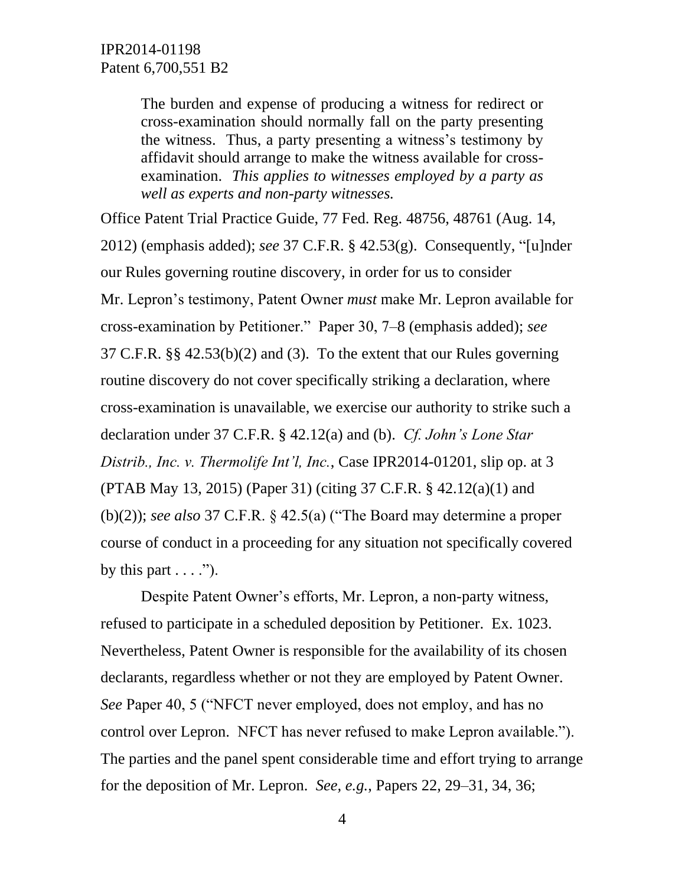> The burden and expense of producing a witness for redirect or cross-examination should normally fall on the party presenting the witness. Thus, a party presenting a witness's testimony by affidavit should arrange to make the witness available for cross-examination. *This applies to witnesses employed by a party as well as experts and non-party witnesses.*

Office Patent Trial Practice Guide, 77 Fed. Reg. 48756, 48761 (Aug. 14, 2012) (emphasis added); *see* 37 C.F.R. § 42.53(g). Consequently, "[u]nder our Rules governing routine discovery, in order for us to consider Mr. Lepron's testimony, Patent Owner *must* make Mr. Lepron available for cross-examination by Petitioner." Paper 30, 7–8 (emphasis added); *see* 37 C.F.R. §§ 42.53(b)(2) and (3). To the extent that our Rules governing routine discovery do not cover specifically striking a declaration, where cross-examination is unavailable, we exercise our authority to strike such a declaration under 37 C.F.R. § 42.12(a) and (b). *Cf. John's Lone Star Distrib., Inc. v. Thermolife Int'l, Inc.*, Case IPR2014-01201, slip op. at 3 (PTAB May 13, 2015) (Paper 31) (citing 37 C.F.R. § 42.12(a)(1) and (b)(2)); *see also* 37 C.F.R. § 42.5(a) ("The Board may determine a proper course of conduct in a proceeding for any situation not specifically covered by this part . . . .").

Despite Patent Owner's efforts, Mr. Lepron, a non-party witness, refused to participate in a scheduled deposition by Petitioner. Ex. 1023. Nevertheless, Patent Owner is responsible for the availability of its chosen declarants, regardless whether or not they are employed by Patent Owner. *See* Paper 40, 5 ("NFCT never employed, does not employ, and has no control over Lepron. NFCT has never refused to make Lepron available."). The parties and the panel spent considerable time and effort trying to arrange for the deposition of Mr. Lepron. *See, e.g.*, Papers 22, 29–31, 34, 36;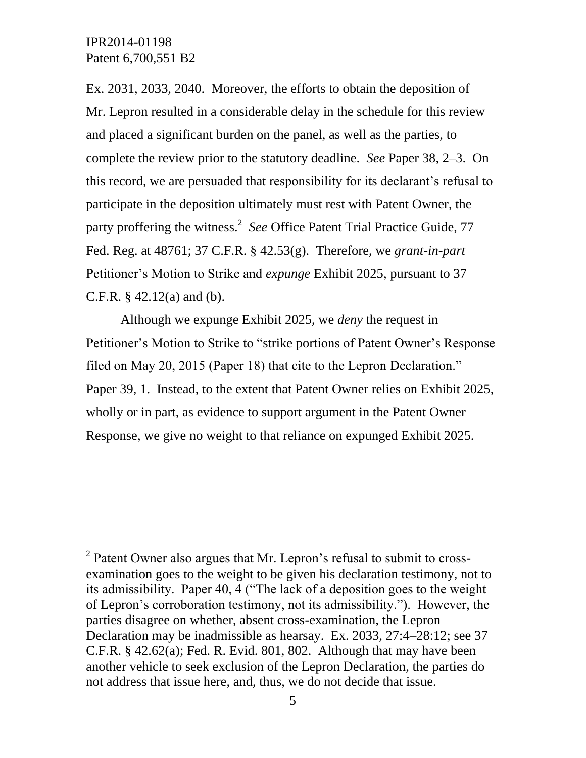Ex. 2031, 2033, 2040. Moreover, the efforts to obtain the deposition of Mr. Lepron resulted in a considerable delay in the schedule for this review and placed a significant burden on the panel, as well as the parties, to complete the review prior to the statutory deadline. *See* Paper 38, 2–3. On this record, we are persuaded that responsibility for its declarant's refusal to participate in the deposition ultimately must rest with Patent Owner, the party proffering the witness.[2] *See* Office Patent Trial Practice Guide, 77 Fed. Reg. at 48761; 37 C.F.R. § 42.53(g). Therefore, we *grant-in-part* Petitioner's Motion to Strike and *expunge* Exhibit 2025, pursuant to 37 C.F.R. § 42.12(a) and (b).

Although we expunge Exhibit 2025, we *deny* the request in Petitioner's Motion to Strike to "strike portions of Patent Owner's Response filed on May 20, 2015 (Paper 18) that cite to the Lepron Declaration." Paper 39, 1. Instead, to the extent that Patent Owner relies on Exhibit 2025, wholly or in part, as evidence to support argument in the Patent Owner Response, we give no weight to that reliance on expunged Exhibit 2025.

---

[2] Patent Owner also argues that Mr. Lepron's refusal to submit to cross-examination goes to the weight to be given his declaration testimony, not to its admissibility. Paper 40, 4 ("The lack of a deposition goes to the weight of Lepron's corroboration testimony, not its admissibility."). However, the parties disagree on whether, absent cross-examination, the Lepron Declaration may be inadmissible as hearsay. Ex. 2033, 27:4–28:12; see 37 C.F.R. § 42.62(a); Fed. R. Evid. 801, 802. Although that may have been another vehicle to seek exclusion of the Lepron Declaration, the parties do not address that issue here, and, thus, we do not decide that issue.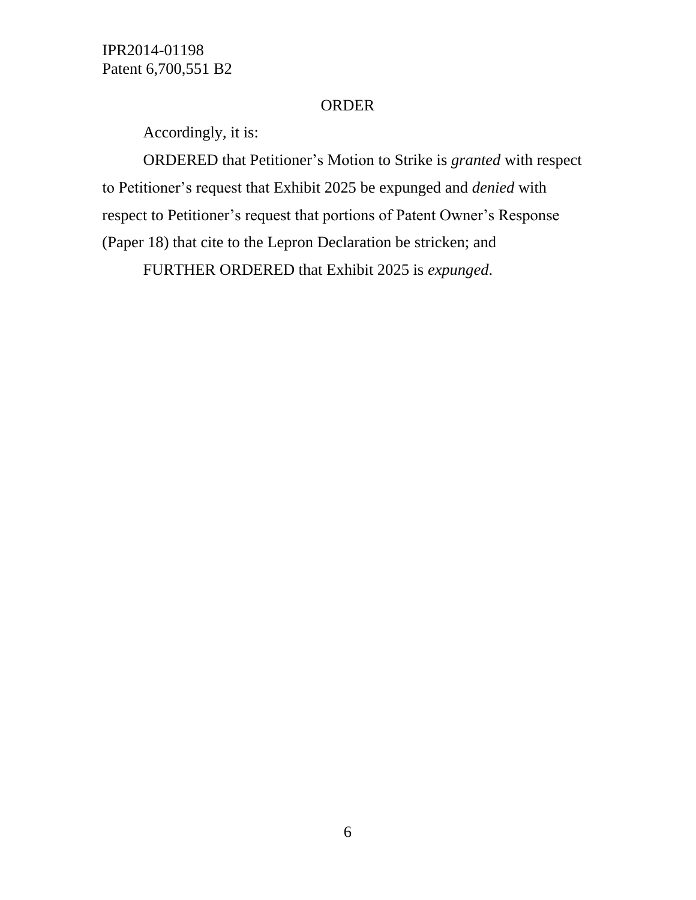## ORDER

Accordingly, it is:

ORDERED that Petitioner's Motion to Strike is *granted* with respect to Petitioner's request that Exhibit 2025 be expunged and *denied* with respect to Petitioner's request that portions of Patent Owner's Response (Paper 18) that cite to the Lepron Declaration be stricken; and

FURTHER ORDERED that Exhibit 2025 is *expunged*.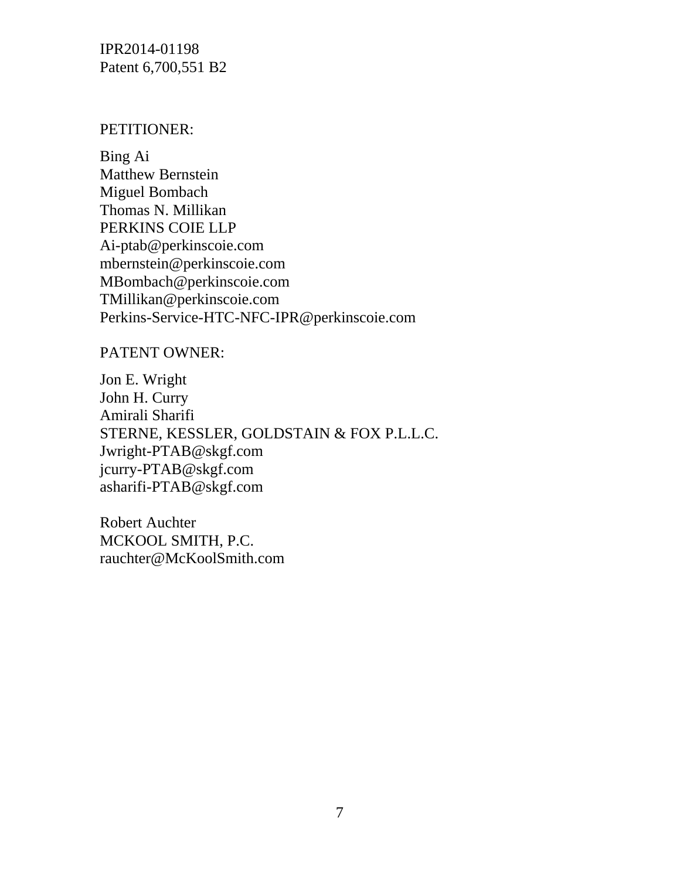IPR2014-01198
Patent 6,700,551 B2

PETITIONER:

Bing Ai
Matthew Bernstein
Miguel Bombach
Thomas N. Millikan
PERKINS COIE LLP
Ai-ptab@perkinscoie.com
mbernstein@perkinscoie.com
MBombach@perkinscoie.com
TMillikan@perkinscoie.com
Perkins-Service-HTC-NFC-IPR@perkinscoie.com

PATENT OWNER:

Jon E. Wright
John H. Curry
Amirali Sharifi
STERNE, KESSLER, GOLDSTAIN & FOX P.L.L.C.
Jwright-PTAB@skgf.com
jcurry-PTAB@skgf.com
asharifi-PTAB@skgf.com

Robert Auchter
MCKOOL SMITH, P.C.
rauchter@McKoolSmith.com